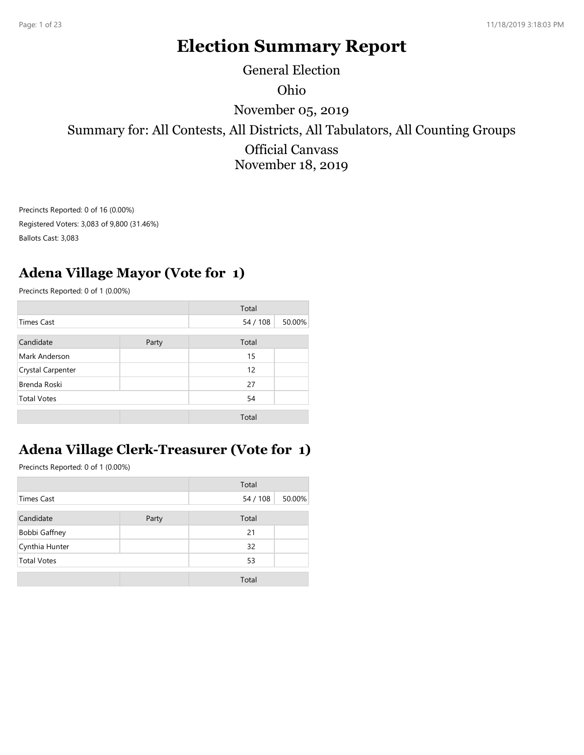# Election Summary Report

General Election

Ohio

November 05, 2019

Summary for: All Contests, All Districts, All Tabulators, All Counting Groups

Official Canvass

November 18, 2019

Precincts Reported: 0 of 16 (0.00%)

Registered Voters: 3,083 of 9,800 (31.46%)

Ballots Cast: 3,083

## Adena Village Mayor (Vote for 1)

Precincts Reported: 0 of 1 (0.00%)

| | | Total | |
|---|---|---|---|
| Times Cast | | 54 / 108 | 50.00% |
| **Candidate** | **Party** | **Total** | |
| Mark Anderson | | 15 | |
| Crystal Carpenter | | 12 | |
| Brenda Roski | | 27 | |
| Total Votes | | 54 | |
| | | Total | |

## Adena Village Clerk-Treasurer (Vote for 1)

Precincts Reported: 0 of 1 (0.00%)

| | | Total | |
|---|---|---|---|
| Times Cast | | 54 / 108 | 50.00% |
| **Candidate** | **Party** | **Total** | |
| Bobbi Gaffney | | 21 | |
| Cynthia Hunter | | 32 | |
| Total Votes | | 53 | |
| | | Total | |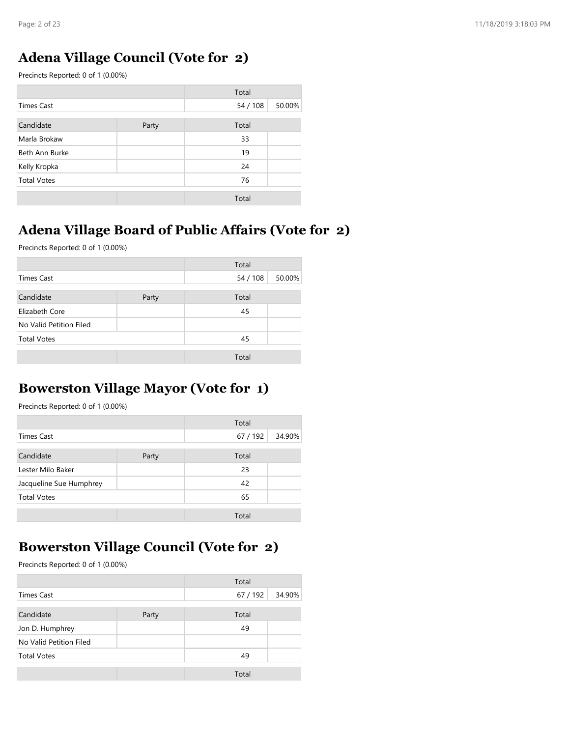## Adena Village Council (Vote for 2)

Precincts Reported: 0 of 1 (0.00%)

| | | Total | |
|---|---|---|---|
| Times Cast | | 54 / 108 | 50.00% |
| Candidate | Party | Total | |
| Marla Brokaw | | 33 | |
| Beth Ann Burke | | 19 | |
| Kelly Kropka | | 24 | |
| Total Votes | | 76 | |
| | | Total | |

## Adena Village Board of Public Affairs (Vote for 2)

Precincts Reported: 0 of 1 (0.00%)

| | | Total | |
|---|---|---|---|
| Times Cast | | 54 / 108 | 50.00% |
| Candidate | Party | Total | |
| Elizabeth Core | | 45 | |
| No Valid Petition Filed | | | |
| Total Votes | | 45 | |
| | | Total | |

## Bowerston Village Mayor (Vote for 1)

Precincts Reported: 0 of 1 (0.00%)

| | | Total | |
|---|---|---|---|
| Times Cast | | 67 / 192 | 34.90% |
| Candidate | Party | Total | |
| Lester Milo Baker | | 23 | |
| Jacqueline Sue Humphrey | | 42 | |
| Total Votes | | 65 | |
| | | Total | |

## Bowerston Village Council (Vote for 2)

Precincts Reported: 0 of 1 (0.00%)

| | | Total | |
|---|---|---|---|
| Times Cast | | 67 / 192 | 34.90% |
| Candidate | Party | Total | |
| Jon D. Humphrey | | 49 | |
| No Valid Petition Filed | | | |
| Total Votes | | 49 | |
| | | Total | |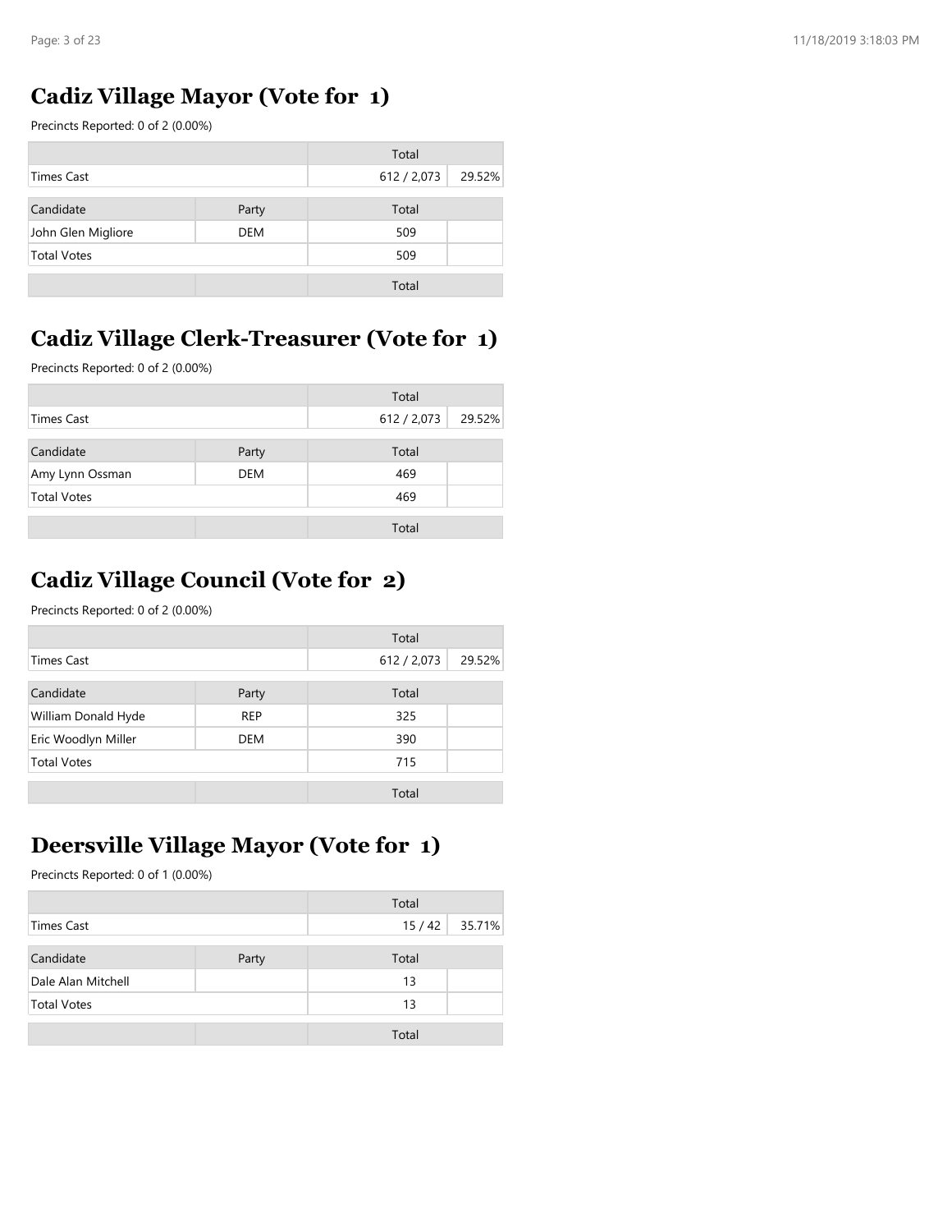## Cadiz Village Mayor (Vote for 1)

Precincts Reported: 0 of 2 (0.00%)

| | | Total | |
|---|---|---|---|
| Times Cast | | 612 / 2,073 | 29.52% |

| Candidate | Party | Total | |
|---|---|---|---|
| John Glen Migliore | DEM | 509 | |
| Total Votes | | 509 | |
| | | Total | |

## Cadiz Village Clerk-Treasurer (Vote for 1)

Precincts Reported: 0 of 2 (0.00%)

| | | Total | |
|---|---|---|---|
| Times Cast | | 612 / 2,073 | 29.52% |

| Candidate | Party | Total | |
|---|---|---|---|
| Amy Lynn Ossman | DEM | 469 | |
| Total Votes | | 469 | |
| | | Total | |

## Cadiz Village Council (Vote for 2)

Precincts Reported: 0 of 2 (0.00%)

| | | Total | |
|---|---|---|---|
| Times Cast | | 612 / 2,073 | 29.52% |

| Candidate | Party | Total | |
|---|---|---|---|
| William Donald Hyde | REP | 325 | |
| Eric Woodlyn Miller | DEM | 390 | |
| Total Votes | | 715 | |
| | | Total | |

## Deersville Village Mayor (Vote for 1)

Precincts Reported: 0 of 1 (0.00%)

| | | Total | |
|---|---|---|---|
| Times Cast | | 15 / 42 | 35.71% |

| Candidate | Party | Total | |
|---|---|---|---|
| Dale Alan Mitchell | | 13 | |
| Total Votes | | 13 | |
| | | Total | |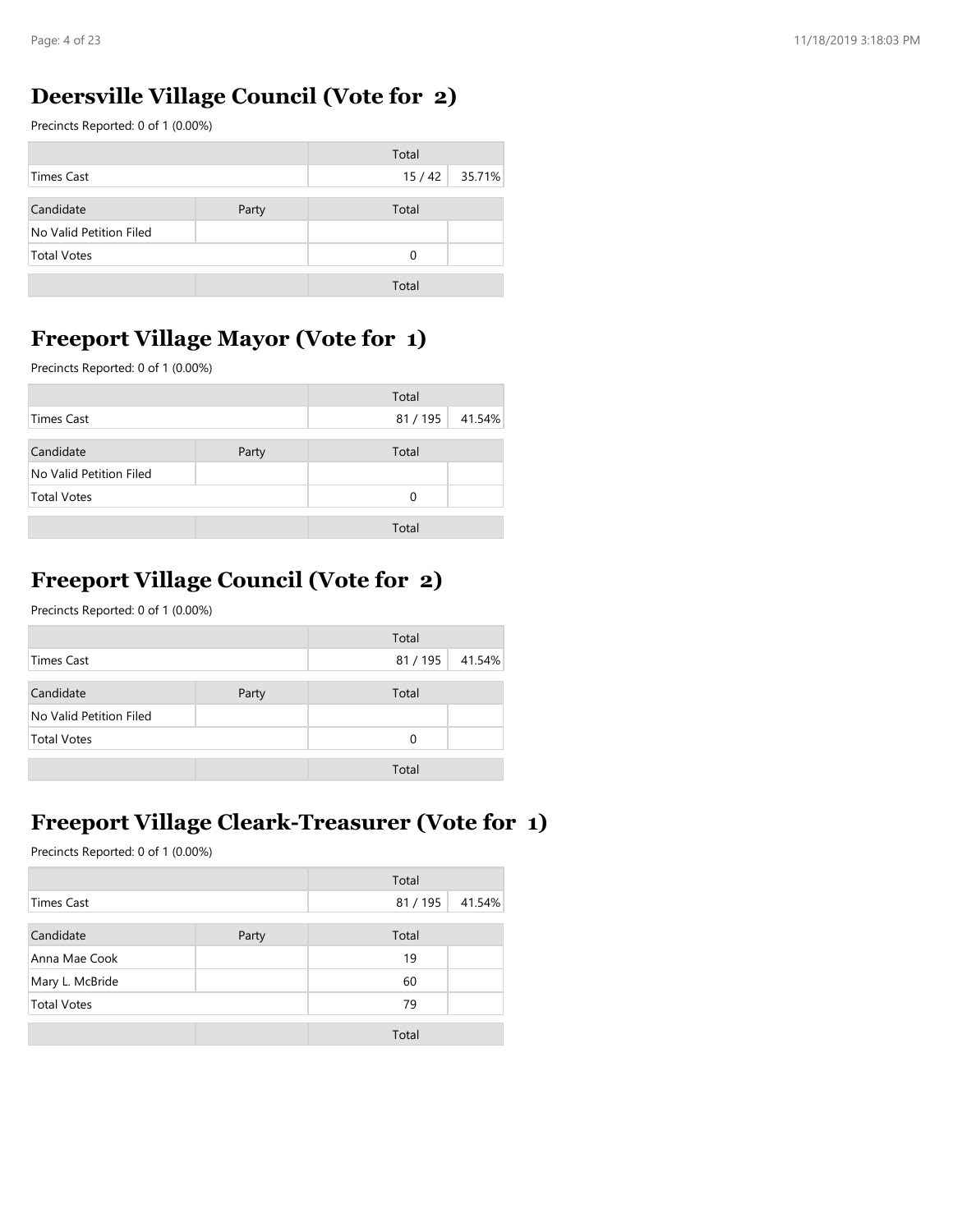## Deersville Village Council (Vote for 2)

Precincts Reported: 0 of 1 (0.00%)

| | | Total | |
|---|---|---|---|
| Times Cast | | 15 / 42 | 35.71% |

| Candidate | Party | Total | |
|---|---|---|---|
| No Valid Petition Filed | | | |
| Total Votes | | 0 | |
| | | Total | |

## Freeport Village Mayor (Vote for 1)

Precincts Reported: 0 of 1 (0.00%)

| | | Total | |
|---|---|---|---|
| Times Cast | | 81 / 195 | 41.54% |

| Candidate | Party | Total | |
|---|---|---|---|
| No Valid Petition Filed | | | |
| Total Votes | | 0 | |
| | | Total | |

## Freeport Village Council (Vote for 2)

Precincts Reported: 0 of 1 (0.00%)

| | | Total | |
|---|---|---|---|
| Times Cast | | 81 / 195 | 41.54% |

| Candidate | Party | Total | |
|---|---|---|---|
| No Valid Petition Filed | | | |
| Total Votes | | 0 | |
| | | Total | |

## Freeport Village Cleark-Treasurer (Vote for 1)

Precincts Reported: 0 of 1 (0.00%)

| | | Total | |
|---|---|---|---|
| Times Cast | | 81 / 195 | 41.54% |

| Candidate | Party | Total | |
|---|---|---|---|
| Anna Mae Cook | | 19 | |
| Mary L. McBride | | 60 | |
| Total Votes | | 79 | |
| | | Total | |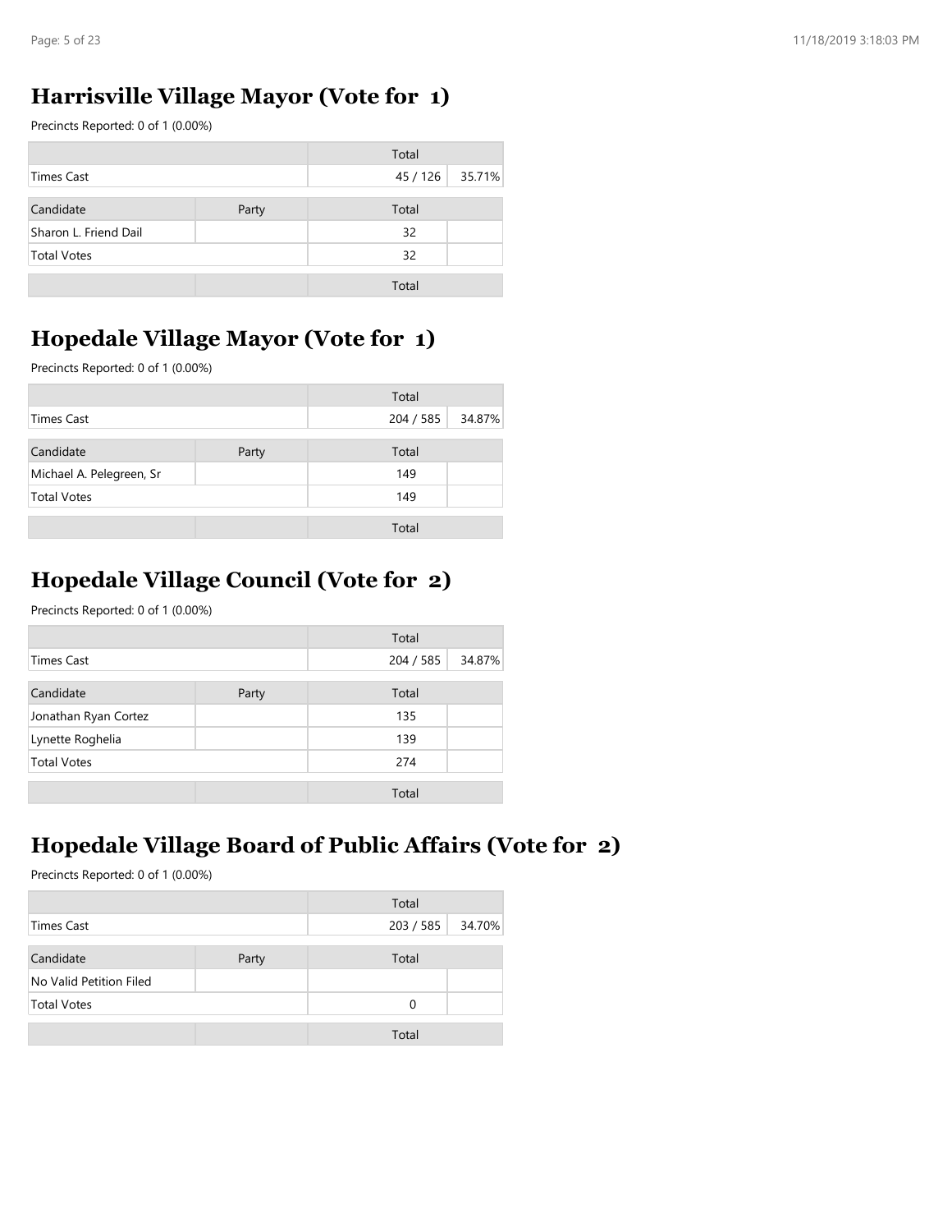## Harrisville Village Mayor (Vote for 1)

Precincts Reported: 0 of 1 (0.00%)

| | | Total | |
|---|---|---|---|
| Times Cast | | 45 / 126 | 35.71% |
| Candidate | Party | Total | |
| Sharon L. Friend Dail | | 32 | |
| Total Votes | | 32 | |
| | | Total | |

## Hopedale Village Mayor (Vote for 1)

Precincts Reported: 0 of 1 (0.00%)

| | | Total | |
|---|---|---|---|
| Times Cast | | 204 / 585 | 34.87% |
| Candidate | Party | Total | |
| Michael A. Pelegreen, Sr | | 149 | |
| Total Votes | | 149 | |
| | | Total | |

## Hopedale Village Council (Vote for 2)

Precincts Reported: 0 of 1 (0.00%)

| | | Total | |
|---|---|---|---|
| Times Cast | | 204 / 585 | 34.87% |
| Candidate | Party | Total | |
| Jonathan Ryan Cortez | | 135 | |
| Lynette Roghelia | | 139 | |
| Total Votes | | 274 | |
| | | Total | |

## Hopedale Village Board of Public Affairs (Vote for 2)

Precincts Reported: 0 of 1 (0.00%)

| | | Total | |
|---|---|---|---|
| Times Cast | | 203 / 585 | 34.70% |
| Candidate | Party | Total | |
| No Valid Petition Filed | | | |
| Total Votes | | 0 | |
| | | Total | |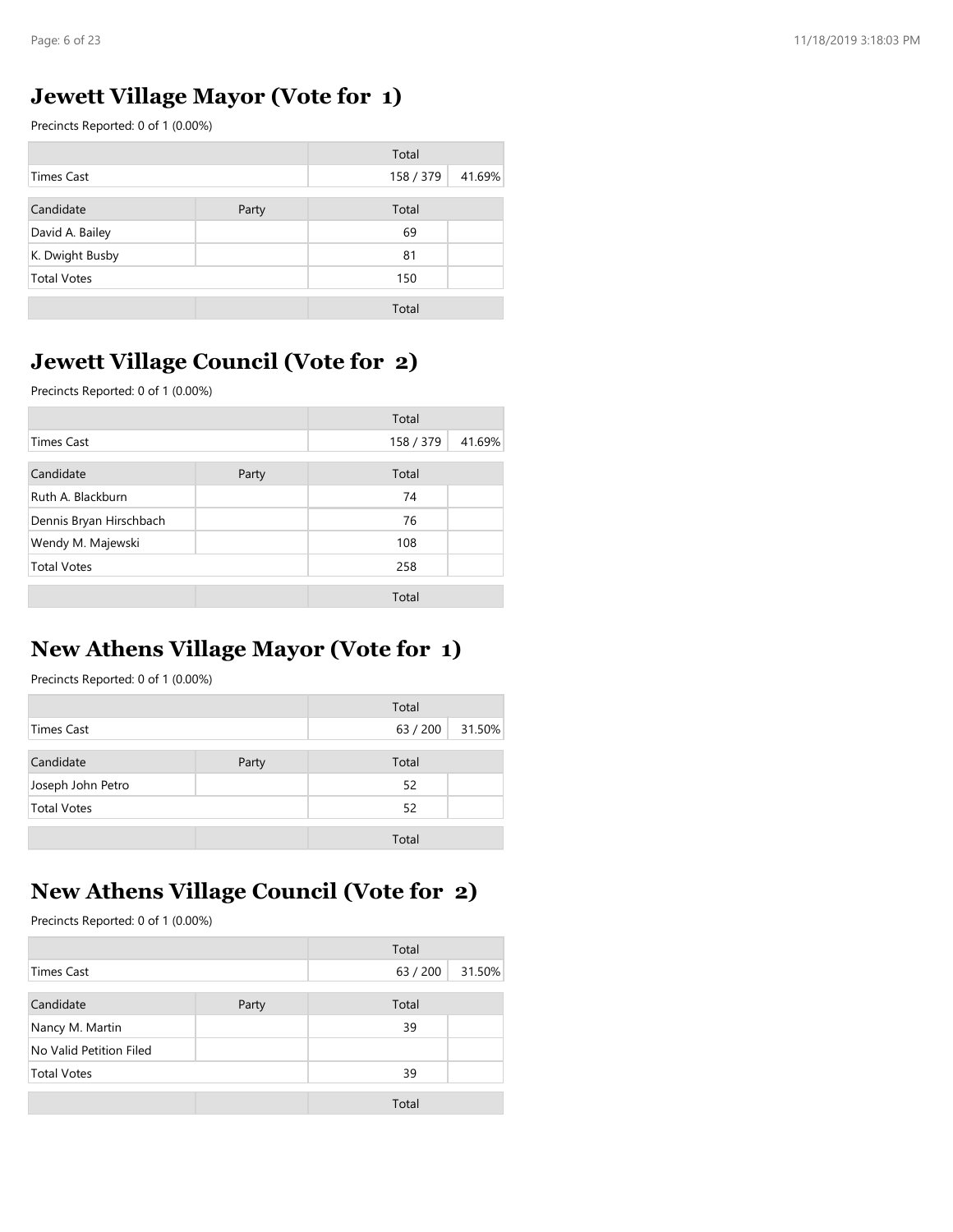## Jewett Village Mayor (Vote for 1)

Precincts Reported: 0 of 1 (0.00%)

| | | Total | |
|---|---|---|---|
| Times Cast | | 158 / 379 | 41.69% |

| Candidate | Party | Total | |
|---|---|---|---|
| David A. Bailey | | 69 | |
| K. Dwight Busby | | 81 | |
| Total Votes | | 150 | |
| | | Total | |

## Jewett Village Council (Vote for 2)

Precincts Reported: 0 of 1 (0.00%)

| | | Total | |
|---|---|---|---|
| Times Cast | | 158 / 379 | 41.69% |

| Candidate | Party | Total | |
|---|---|---|---|
| Ruth A. Blackburn | | 74 | |
| Dennis Bryan Hirschbach | | 76 | |
| Wendy M. Majewski | | 108 | |
| Total Votes | | 258 | |
| | | Total | |

## New Athens Village Mayor (Vote for 1)

Precincts Reported: 0 of 1 (0.00%)

| | | Total | |
|---|---|---|---|
| Times Cast | | 63 / 200 | 31.50% |

| Candidate | Party | Total | |
|---|---|---|---|
| Joseph John Petro | | 52 | |
| Total Votes | | 52 | |
| | | Total | |

## New Athens Village Council (Vote for 2)

Precincts Reported: 0 of 1 (0.00%)

| | | Total | |
|---|---|---|---|
| Times Cast | | 63 / 200 | 31.50% |

| Candidate | Party | Total | |
|---|---|---|---|
| Nancy M. Martin | | 39 | |
| No Valid Petition Filed | | | |
| Total Votes | | 39 | |
| | | Total | |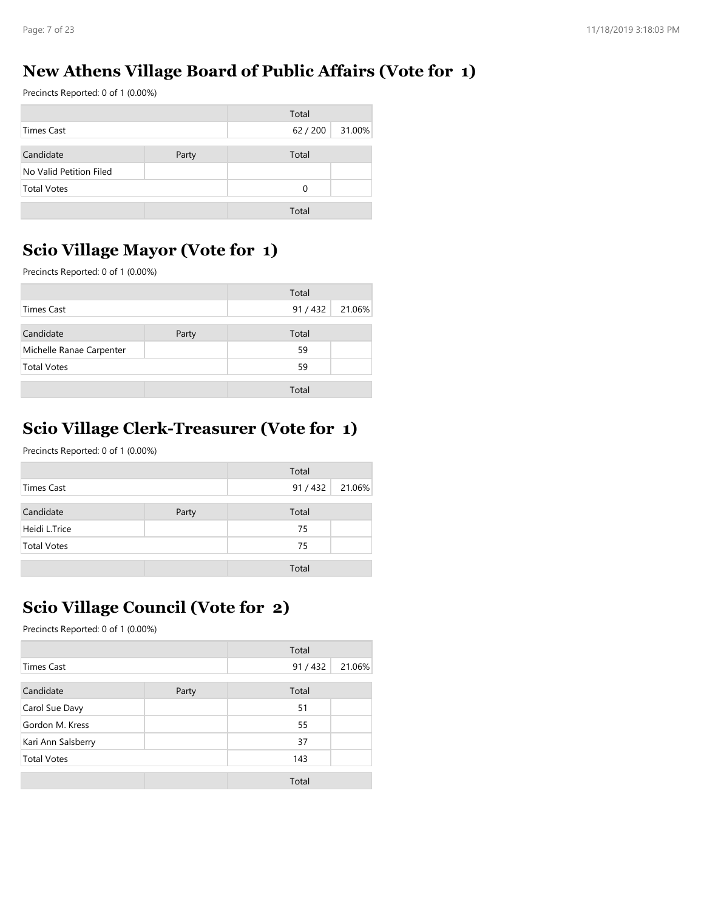## New Athens Village Board of Public Affairs (Vote for 1)

Precincts Reported: 0 of 1 (0.00%)

| | | Total | |
|---|---|---|---|
| Times Cast | | 62 / 200 | 31.00% |

| Candidate | Party | Total | |
|---|---|---|---|
| No Valid Petition Filed | | | |
| Total Votes | | 0 | |
| | | Total | |

## Scio Village Mayor (Vote for 1)

Precincts Reported: 0 of 1 (0.00%)

| | | Total | |
|---|---|---|---|
| Times Cast | | 91 / 432 | 21.06% |

| Candidate | Party | Total | |
|---|---|---|---|
| Michelle Ranae Carpenter | | 59 | |
| Total Votes | | 59 | |
| | | Total | |

## Scio Village Clerk-Treasurer (Vote for 1)

Precincts Reported: 0 of 1 (0.00%)

| | | Total | |
|---|---|---|---|
| Times Cast | | 91 / 432 | 21.06% |

| Candidate | Party | Total | |
|---|---|---|---|
| Heidi L.Trice | | 75 | |
| Total Votes | | 75 | |
| | | Total | |

## Scio Village Council (Vote for 2)

Precincts Reported: 0 of 1 (0.00%)

| | | Total | |
|---|---|---|---|
| Times Cast | | 91 / 432 | 21.06% |

| Candidate | Party | Total | |
|---|---|---|---|
| Carol Sue Davy | | 51 | |
| Gordon M. Kress | | 55 | |
| Kari Ann Salsberry | | 37 | |
| Total Votes | | 143 | |
| | | Total | |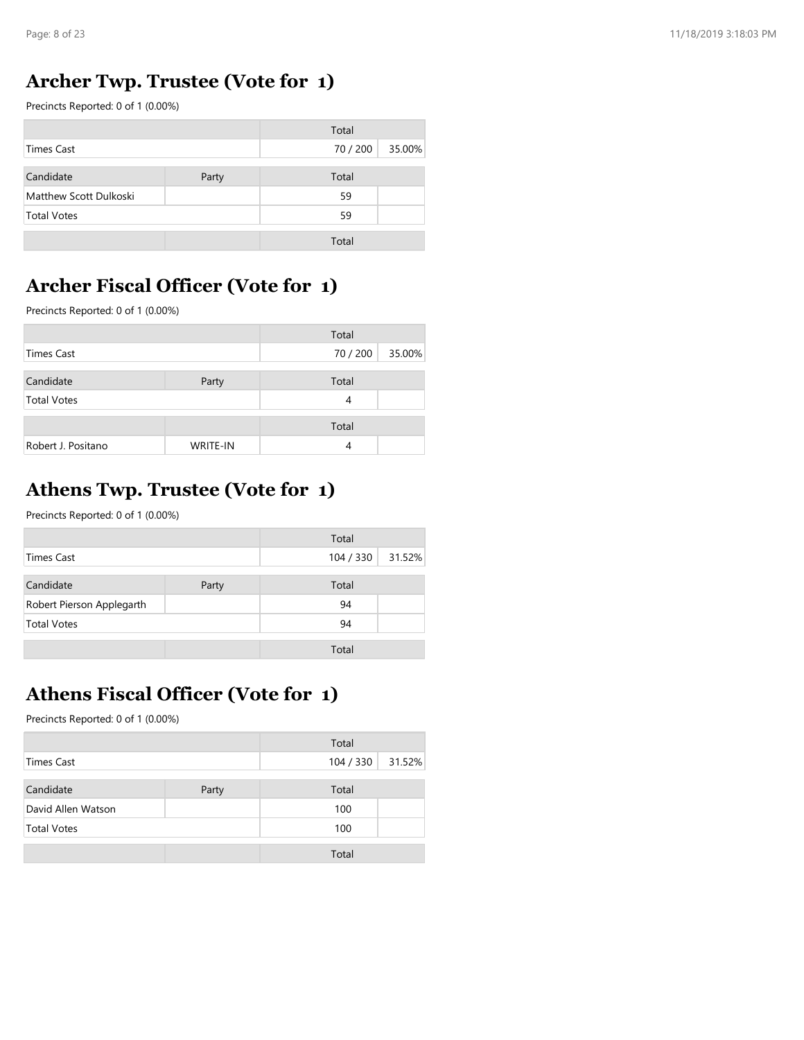## Archer Twp. Trustee (Vote for 1)

Precincts Reported: 0 of 1 (0.00%)

| | | Total | |
|---|---|---|---|
| Times Cast | | 70 / 200 | 35.00% |
| **Candidate** | **Party** | **Total** | |
| Matthew Scott Dulkoski | | 59 | |
| Total Votes | | 59 | |
| | | Total | |

## Archer Fiscal Officer (Vote for 1)

Precincts Reported: 0 of 1 (0.00%)

| | | Total | |
|---|---|---|---|
| Times Cast | | 70 / 200 | 35.00% |
| **Candidate** | **Party** | **Total** | |
| Total Votes | | 4 | |
| | | Total | |
| Robert J. Positano | WRITE-IN | 4 | |

## Athens Twp. Trustee (Vote for 1)

Precincts Reported: 0 of 1 (0.00%)

| | | Total | |
|---|---|---|---|
| Times Cast | | 104 / 330 | 31.52% |
| **Candidate** | **Party** | **Total** | |
| Robert Pierson Applegarth | | 94 | |
| Total Votes | | 94 | |
| | | Total | |

## Athens Fiscal Officer (Vote for 1)

Precincts Reported: 0 of 1 (0.00%)

| | | Total | |
|---|---|---|---|
| Times Cast | | 104 / 330 | 31.52% |
| **Candidate** | **Party** | **Total** | |
| David Allen Watson | | 100 | |
| Total Votes | | 100 | |
| | | Total | |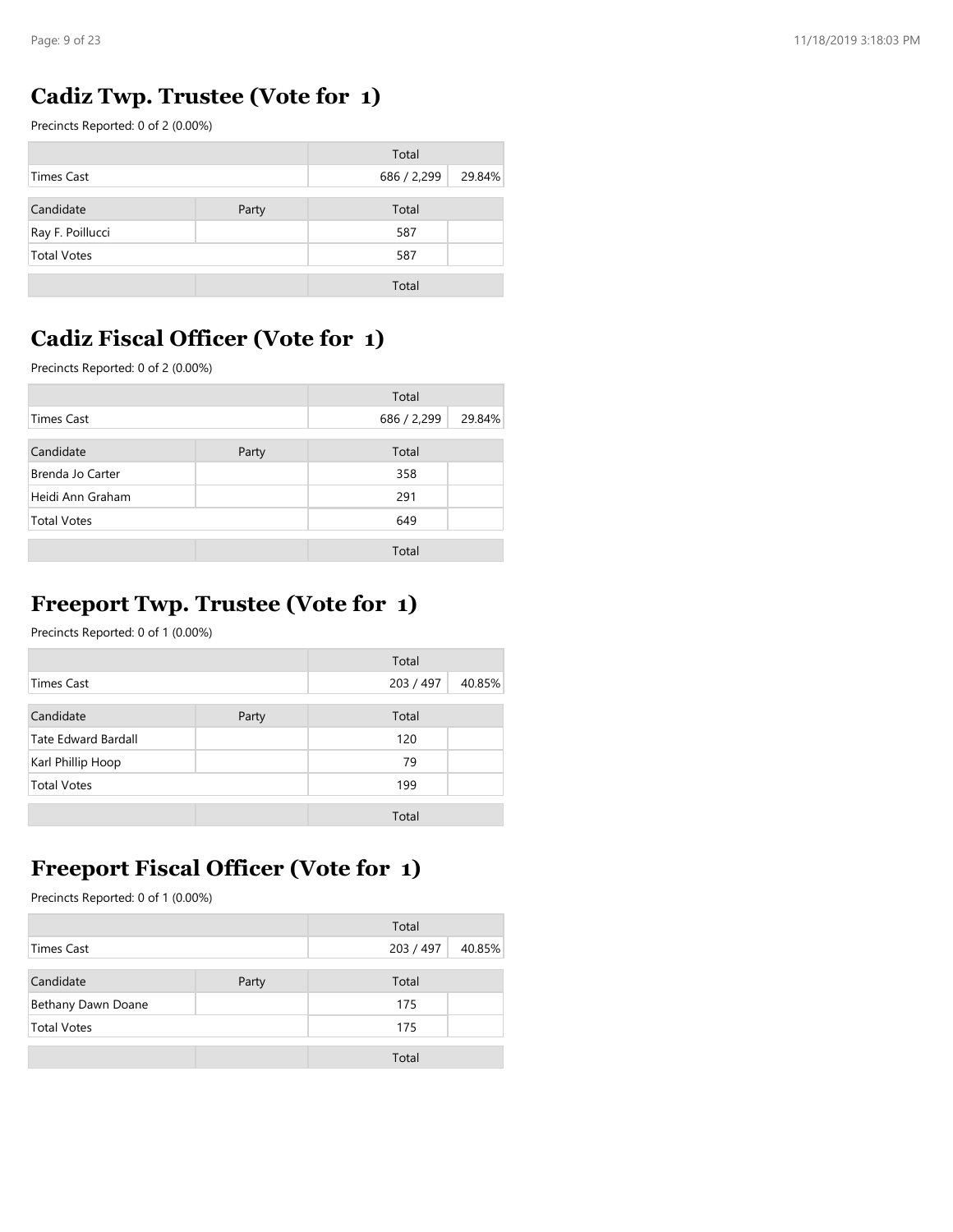## Cadiz Twp. Trustee (Vote for 1)

Precincts Reported: 0 of 2 (0.00%)

| | | Total | |
|---|---|---|---|
| Times Cast | | 686 / 2,299 | 29.84% |

| Candidate | Party | Total | |
|---|---|---|---|
| Ray F. Poillucci | | 587 | |
| Total Votes | | 587 | |
| | | Total | |

## Cadiz Fiscal Officer (Vote for 1)

Precincts Reported: 0 of 2 (0.00%)

| | | Total | |
|---|---|---|---|
| Times Cast | | 686 / 2,299 | 29.84% |

| Candidate | Party | Total | |
|---|---|---|---|
| Brenda Jo Carter | | 358 | |
| Heidi Ann Graham | | 291 | |
| Total Votes | | 649 | |
| | | Total | |

## Freeport Twp. Trustee (Vote for 1)

Precincts Reported: 0 of 1 (0.00%)

| | | Total | |
|---|---|---|---|
| Times Cast | | 203 / 497 | 40.85% |

| Candidate | Party | Total | |
|---|---|---|---|
| Tate Edward Bardall | | 120 | |
| Karl Phillip Hoop | | 79 | |
| Total Votes | | 199 | |
| | | Total | |

## Freeport Fiscal Officer (Vote for 1)

Precincts Reported: 0 of 1 (0.00%)

| | | Total | |
|---|---|---|---|
| Times Cast | | 203 / 497 | 40.85% |

| Candidate | Party | Total | |
|---|---|---|---|
| Bethany Dawn Doane | | 175 | |
| Total Votes | | 175 | |
| | | Total | |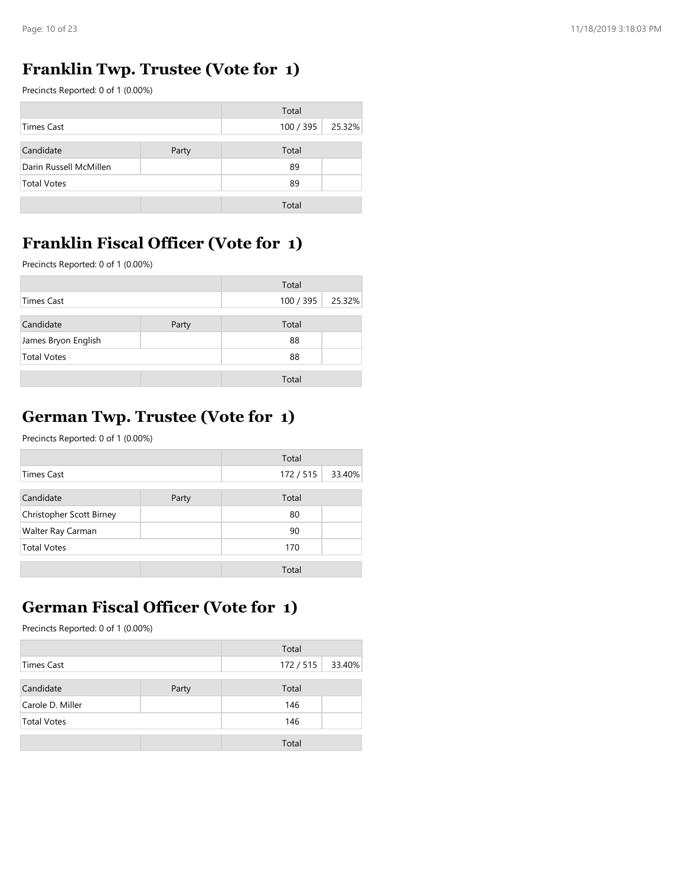## Franklin Twp. Trustee (Vote for 1)

Precincts Reported: 0 of 1 (0.00%)

| | | Total | |
|---|---|---|---|
| Times Cast | | 100 / 395 | 25.32% |
| **Candidate** | **Party** | **Total** | |
| Darin Russell McMillen | | 89 | |
| Total Votes | | 89 | |
| | | Total | |

## Franklin Fiscal Officer (Vote for 1)

Precincts Reported: 0 of 1 (0.00%)

| | | Total | |
|---|---|---|---|
| Times Cast | | 100 / 395 | 25.32% |
| **Candidate** | **Party** | **Total** | |
| James Bryon English | | 88 | |
| Total Votes | | 88 | |
| | | Total | |

## German Twp. Trustee (Vote for 1)

Precincts Reported: 0 of 1 (0.00%)

| | | Total | |
|---|---|---|---|
| Times Cast | | 172 / 515 | 33.40% |
| **Candidate** | **Party** | **Total** | |
| Christopher Scott Birney | | 80 | |
| Walter Ray Carman | | 90 | |
| Total Votes | | 170 | |
| | | Total | |

## German Fiscal Officer (Vote for 1)

Precincts Reported: 0 of 1 (0.00%)

| | | Total | |
|---|---|---|---|
| Times Cast | | 172 / 515 | 33.40% |
| **Candidate** | **Party** | **Total** | |
| Carole D. Miller | | 146 | |
| Total Votes | | 146 | |
| | | Total | |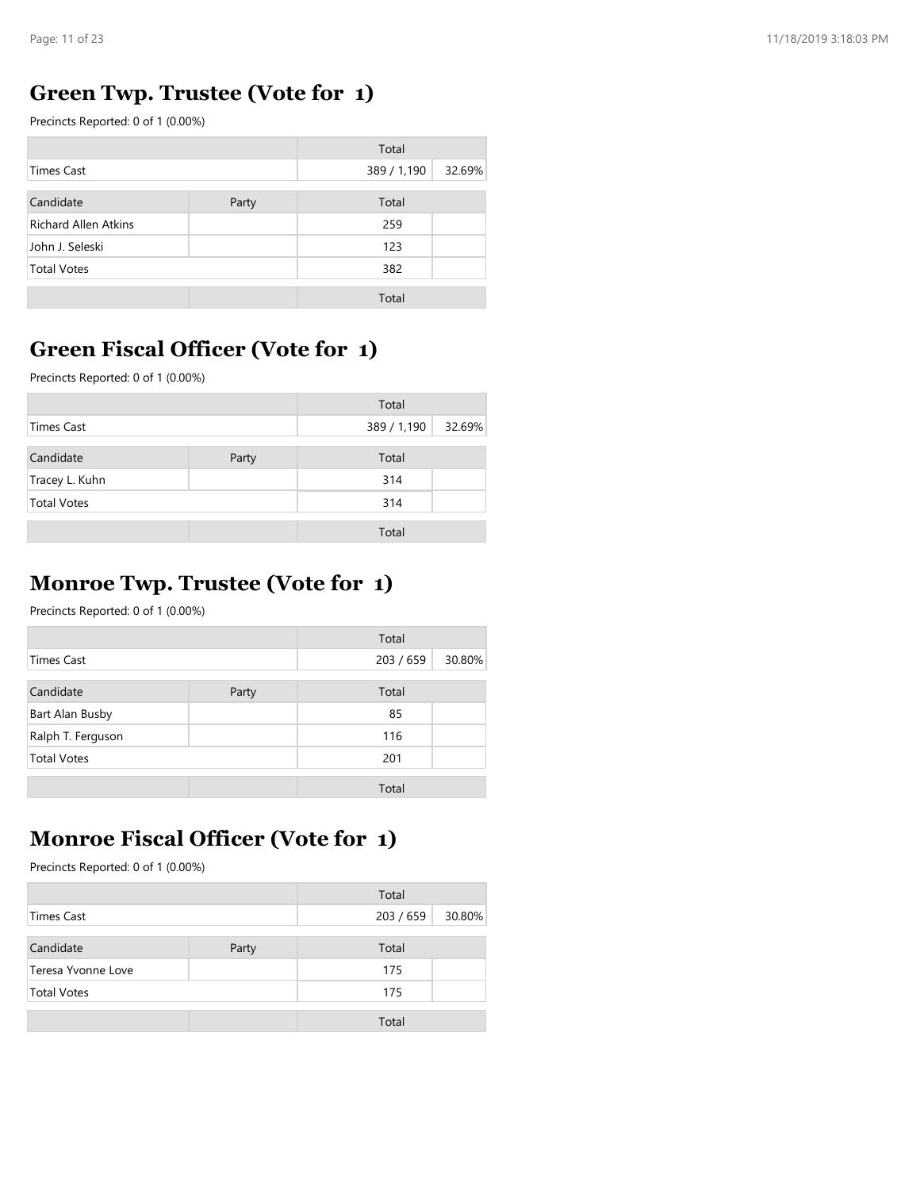## Green Twp. Trustee (Vote for 1)

Precincts Reported: 0 of 1 (0.00%)

| | | Total | |
|---|---|---|---|
| Times Cast | | 389 / 1,190 | 32.69% |

| Candidate | Party | Total | |
|---|---|---|---|
| Richard Allen Atkins | | 259 | |
| John J. Seleski | | 123 | |
| Total Votes | | 382 | |
| | | Total | |

## Green Fiscal Officer (Vote for 1)

Precincts Reported: 0 of 1 (0.00%)

| | | Total | |
|---|---|---|---|
| Times Cast | | 389 / 1,190 | 32.69% |

| Candidate | Party | Total | |
|---|---|---|---|
| Tracey L. Kuhn | | 314 | |
| Total Votes | | 314 | |
| | | Total | |

## Monroe Twp. Trustee (Vote for 1)

Precincts Reported: 0 of 1 (0.00%)

| | | Total | |
|---|---|---|---|
| Times Cast | | 203 / 659 | 30.80% |

| Candidate | Party | Total | |
|---|---|---|---|
| Bart Alan Busby | | 85 | |
| Ralph T. Ferguson | | 116 | |
| Total Votes | | 201 | |
| | | Total | |

## Monroe Fiscal Officer (Vote for 1)

Precincts Reported: 0 of 1 (0.00%)

| | | Total | |
|---|---|---|---|
| Times Cast | | 203 / 659 | 30.80% |

| Candidate | Party | Total | |
|---|---|---|---|
| Teresa Yvonne Love | | 175 | |
| Total Votes | | 175 | |
| | | Total | |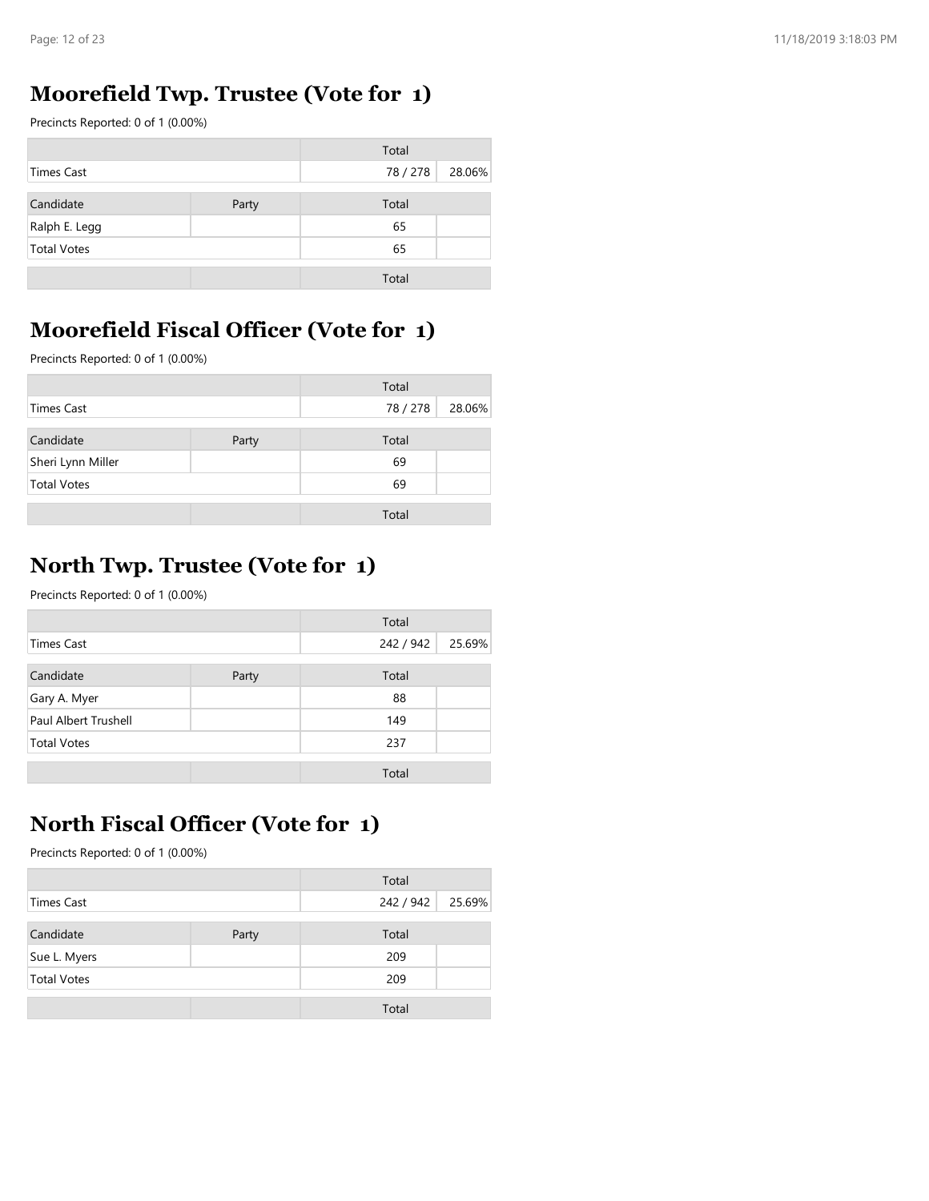## Moorefield Twp. Trustee (Vote for 1)

Precincts Reported: 0 of 1 (0.00%)

| | | Total | |
|---|---|---|---|
| Times Cast | | 78 / 278 | 28.06% |

| Candidate | Party | Total | |
|---|---|---|---|
| Ralph E. Legg | | 65 | |
| Total Votes | | 65 | |
| | | Total | |

## Moorefield Fiscal Officer (Vote for 1)

Precincts Reported: 0 of 1 (0.00%)

| | | Total | |
|---|---|---|---|
| Times Cast | | 78 / 278 | 28.06% |

| Candidate | Party | Total | |
|---|---|---|---|
| Sheri Lynn Miller | | 69 | |
| Total Votes | | 69 | |
| | | Total | |

## North Twp. Trustee (Vote for 1)

Precincts Reported: 0 of 1 (0.00%)

| | | Total | |
|---|---|---|---|
| Times Cast | | 242 / 942 | 25.69% |

| Candidate | Party | Total | |
|---|---|---|---|
| Gary A. Myer | | 88 | |
| Paul Albert Trushell | | 149 | |
| Total Votes | | 237 | |
| | | Total | |

## North Fiscal Officer (Vote for 1)

Precincts Reported: 0 of 1 (0.00%)

| | | Total | |
|---|---|---|---|
| Times Cast | | 242 / 942 | 25.69% |

| Candidate | Party | Total | |
|---|---|---|---|
| Sue L. Myers | | 209 | |
| Total Votes | | 209 | |
| | | Total | |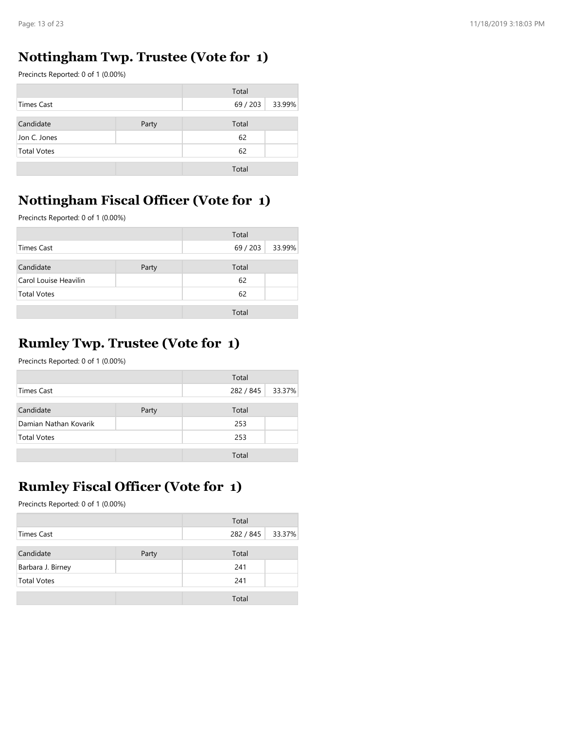## Nottingham Twp. Trustee (Vote for 1)

Precincts Reported: 0 of 1 (0.00%)

| | | Total | |
|---|---|---|---|
| Times Cast | | 69 / 203 | 33.99% |

| Candidate | Party | Total | |
|---|---|---|---|
| Jon C. Jones | | 62 | |
| Total Votes | | 62 | |
| | | Total | |

## Nottingham Fiscal Officer (Vote for 1)

Precincts Reported: 0 of 1 (0.00%)

| | | Total | |
|---|---|---|---|
| Times Cast | | 69 / 203 | 33.99% |

| Candidate | Party | Total | |
|---|---|---|---|
| Carol Louise Heavilin | | 62 | |
| Total Votes | | 62 | |
| | | Total | |

## Rumley Twp. Trustee (Vote for 1)

Precincts Reported: 0 of 1 (0.00%)

| | | Total | |
|---|---|---|---|
| Times Cast | | 282 / 845 | 33.37% |

| Candidate | Party | Total | |
|---|---|---|---|
| Damian Nathan Kovarik | | 253 | |
| Total Votes | | 253 | |
| | | Total | |

## Rumley Fiscal Officer (Vote for 1)

Precincts Reported: 0 of 1 (0.00%)

| | | Total | |
|---|---|---|---|
| Times Cast | | 282 / 845 | 33.37% |

| Candidate | Party | Total | |
|---|---|---|---|
| Barbara J. Birney | | 241 | |
| Total Votes | | 241 | |
| | | Total | |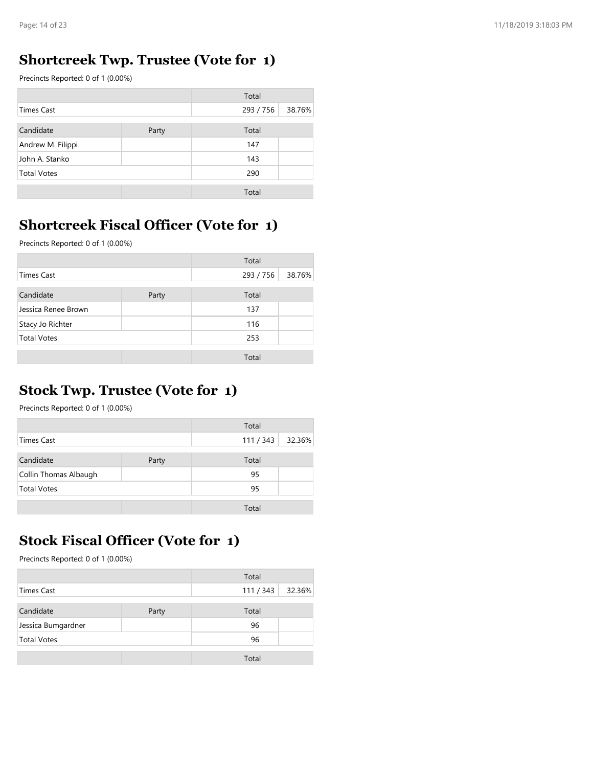## Shortcreek Twp. Trustee (Vote for 1)

Precincts Reported: 0 of 1 (0.00%)

| | | Total | |
|---|---|---|---|
| Times Cast | | 293 / 756 | 38.76% |

| Candidate | Party | Total | |
|---|---|---|---|
| Andrew M. Filippi | | 147 | |
| John A. Stanko | | 143 | |
| Total Votes | | 290 | |
| | | Total | |

## Shortcreek Fiscal Officer (Vote for 1)

Precincts Reported: 0 of 1 (0.00%)

| | | Total | |
|---|---|---|---|
| Times Cast | | 293 / 756 | 38.76% |

| Candidate | Party | Total | |
|---|---|---|---|
| Jessica Renee Brown | | 137 | |
| Stacy Jo Richter | | 116 | |
| Total Votes | | 253 | |
| | | Total | |

## Stock Twp. Trustee (Vote for 1)

Precincts Reported: 0 of 1 (0.00%)

| | | Total | |
|---|---|---|---|
| Times Cast | | 111 / 343 | 32.36% |

| Candidate | Party | Total | |
|---|---|---|---|
| Collin Thomas Albaugh | | 95 | |
| Total Votes | | 95 | |
| | | Total | |

## Stock Fiscal Officer (Vote for 1)

Precincts Reported: 0 of 1 (0.00%)

| | | Total | |
|---|---|---|---|
| Times Cast | | 111 / 343 | 32.36% |

| Candidate | Party | Total | |
|---|---|---|---|
| Jessica Bumgardner | | 96 | |
| Total Votes | | 96 | |
| | | Total | |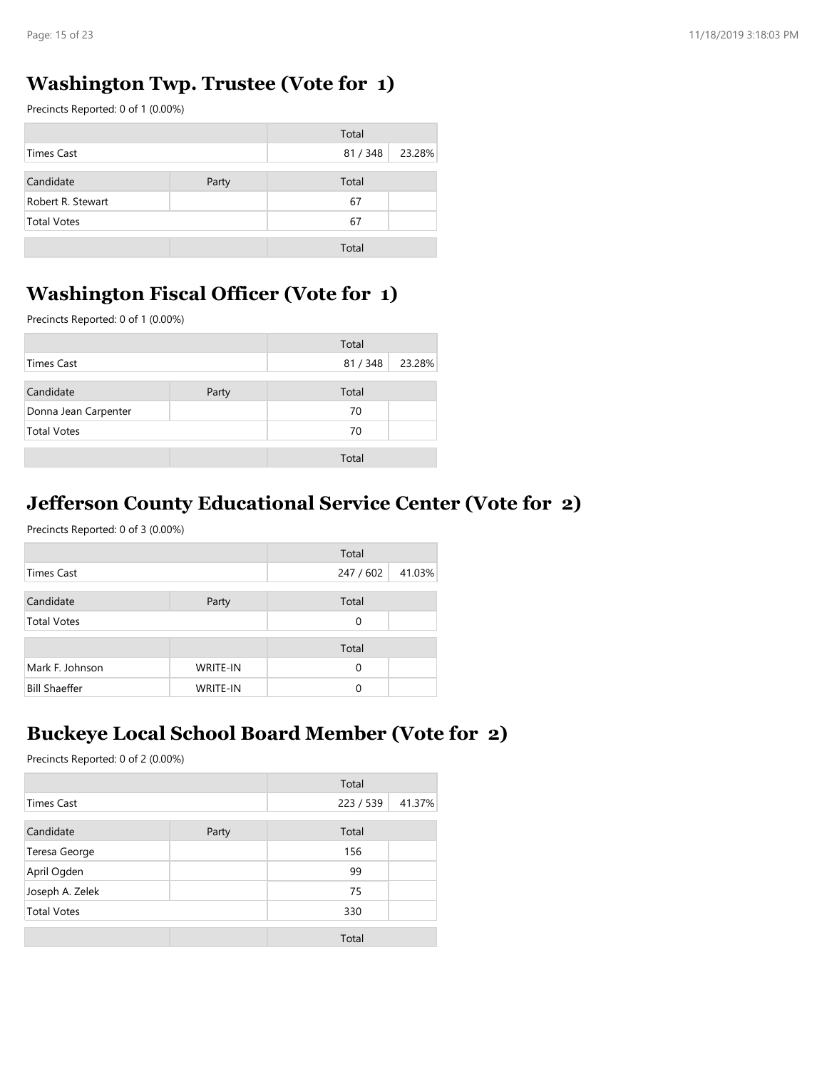## Washington Twp. Trustee (Vote for 1)

Precincts Reported: 0 of 1 (0.00%)

| | | Total | |
|---|---|---|---|
| Times Cast | | 81 / 348 | 23.28% |

| Candidate | Party | Total | |
|---|---|---|---|
| Robert R. Stewart | | 67 | |
| Total Votes | | 67 | |
| | | Total | |

## Washington Fiscal Officer (Vote for 1)

Precincts Reported: 0 of 1 (0.00%)

| | | Total | |
|---|---|---|---|
| Times Cast | | 81 / 348 | 23.28% |

| Candidate | Party | Total | |
|---|---|---|---|
| Donna Jean Carpenter | | 70 | |
| Total Votes | | 70 | |
| | | Total | |

## Jefferson County Educational Service Center (Vote for 2)

Precincts Reported: 0 of 3 (0.00%)

| | | Total | |
|---|---|---|---|
| Times Cast | | 247 / 602 | 41.03% |

| Candidate | Party | Total | |
|---|---|---|---|
| Total Votes | | 0 | |
| | | Total | |
| Mark F. Johnson | WRITE-IN | 0 | |
| Bill Shaeffer | WRITE-IN | 0 | |

## Buckeye Local School Board Member (Vote for 2)

Precincts Reported: 0 of 2 (0.00%)

| | | Total | |
|---|---|---|---|
| Times Cast | | 223 / 539 | 41.37% |

| Candidate | Party | Total | |
|---|---|---|---|
| Teresa George | | 156 | |
| April Ogden | | 99 | |
| Joseph A. Zelek | | 75 | |
| Total Votes | | 330 | |
| | | Total | |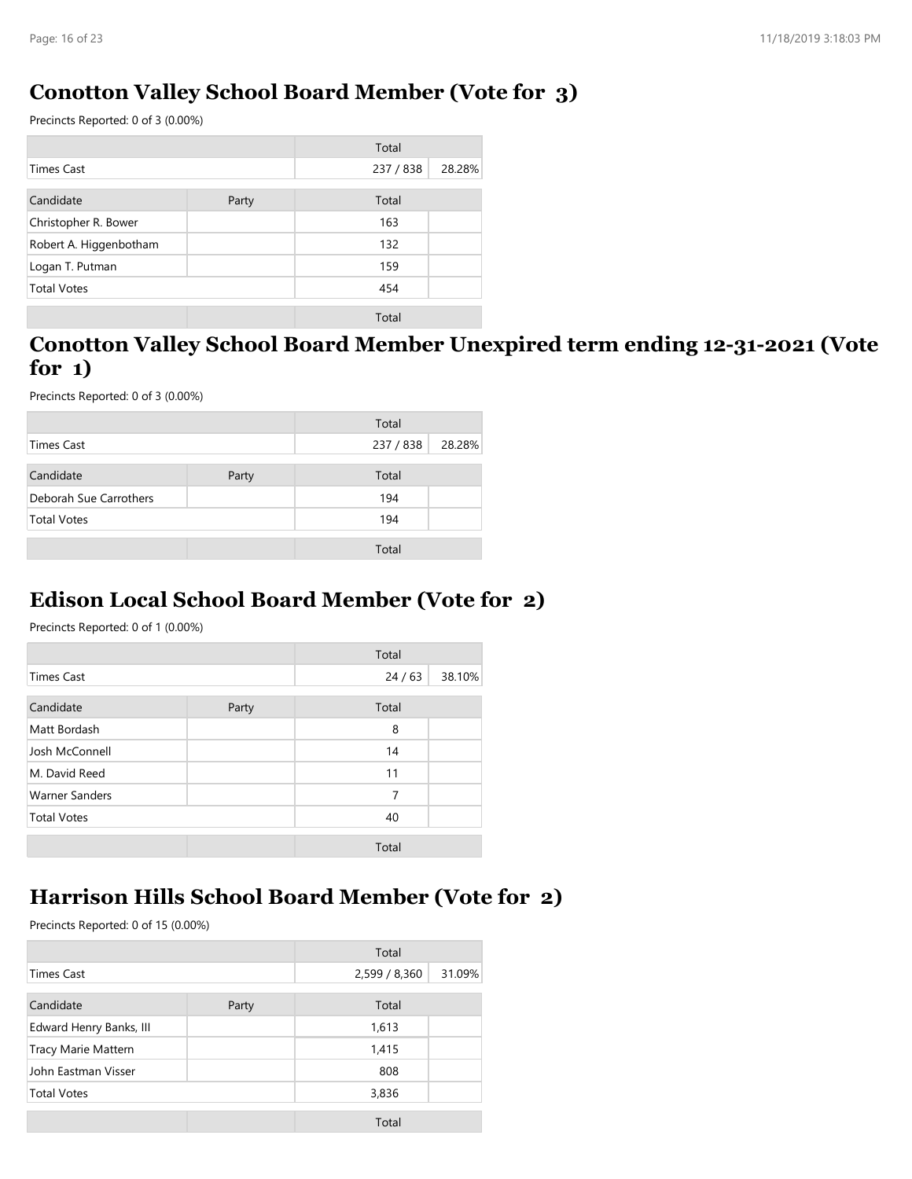## Conotton Valley School Board Member (Vote for 3)

Precincts Reported: 0 of 3 (0.00%)

| | | Total | |
|---|---|---|---|
| Times Cast | | 237 / 838 | 28.28% |

| Candidate | Party | Total | |
|---|---|---|---|
| Christopher R. Bower | | 163 | |
| Robert A. Higgenbotham | | 132 | |
| Logan T. Putman | | 159 | |
| Total Votes | | 454 | |
| | | Total | |

## Conotton Valley School Board Member Unexpired term ending 12-31-2021 (Vote for 1)

Precincts Reported: 0 of 3 (0.00%)

| | | Total | |
|---|---|---|---|
| Times Cast | | 237 / 838 | 28.28% |

| Candidate | Party | Total | |
|---|---|---|---|
| Deborah Sue Carrothers | | 194 | |
| Total Votes | | 194 | |
| | | Total | |

## Edison Local School Board Member (Vote for 2)

Precincts Reported: 0 of 1 (0.00%)

| | | Total | |
|---|---|---|---|
| Times Cast | | 24 / 63 | 38.10% |

| Candidate | Party | Total | |
|---|---|---|---|
| Matt Bordash | | 8 | |
| Josh McConnell | | 14 | |
| M. David Reed | | 11 | |
| Warner Sanders | | 7 | |
| Total Votes | | 40 | |
| | | Total | |

## Harrison Hills School Board Member (Vote for 2)

Precincts Reported: 0 of 15 (0.00%)

| | | Total | |
|---|---|---|---|
| Times Cast | | 2,599 / 8,360 | 31.09% |

| Candidate | Party | Total | |
|---|---|---|---|
| Edward Henry Banks, III | | 1,613 | |
| Tracy Marie Mattern | | 1,415 | |
| John Eastman Visser | | 808 | |
| Total Votes | | 3,836 | |
| | | Total | |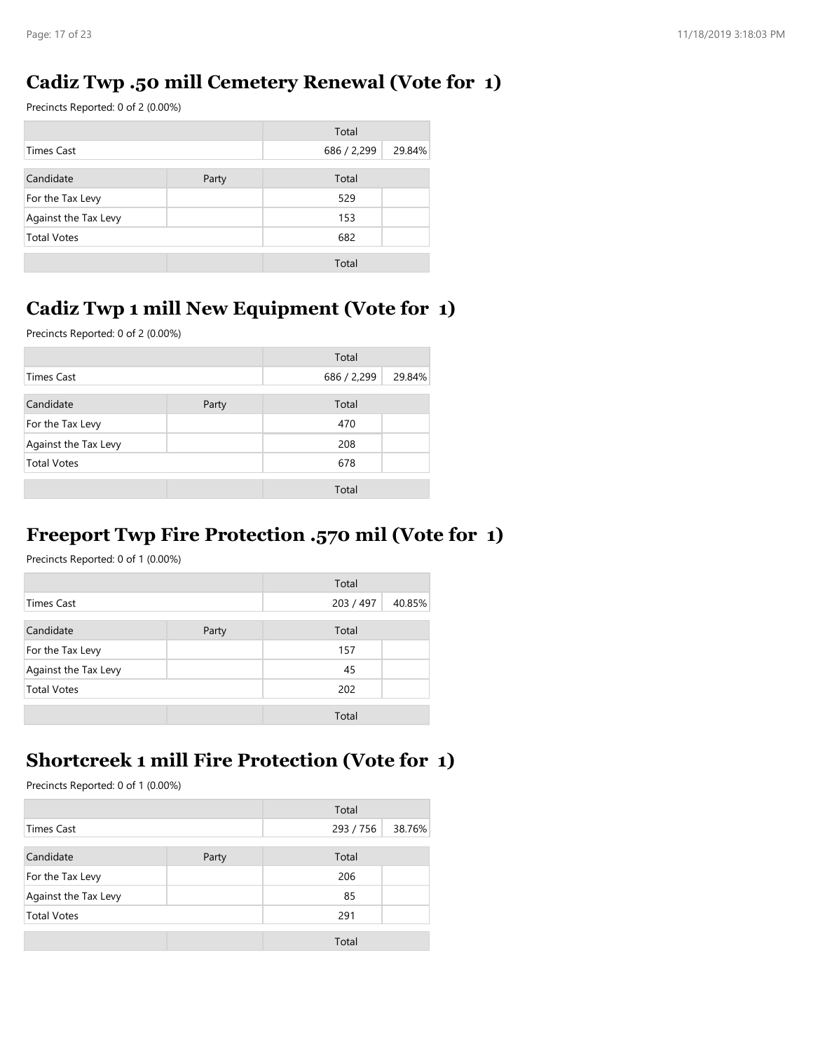## Cadiz Twp .50 mill Cemetery Renewal (Vote for 1)

Precincts Reported: 0 of 2 (0.00%)

| | | Total | |
|---|---|---|---|
| Times Cast | | 686 / 2,299 | 29.84% |

| Candidate | Party | Total | |
|---|---|---|---|
| For the Tax Levy | | 529 | |
| Against the Tax Levy | | 153 | |
| Total Votes | | 682 | |
| | | Total | |

## Cadiz Twp 1 mill New Equipment (Vote for 1)

Precincts Reported: 0 of 2 (0.00%)

| | | Total | |
|---|---|---|---|
| Times Cast | | 686 / 2,299 | 29.84% |

| Candidate | Party | Total | |
|---|---|---|---|
| For the Tax Levy | | 470 | |
| Against the Tax Levy | | 208 | |
| Total Votes | | 678 | |
| | | Total | |

## Freeport Twp Fire Protection .570 mil (Vote for 1)

Precincts Reported: 0 of 1 (0.00%)

| | | Total | |
|---|---|---|---|
| Times Cast | | 203 / 497 | 40.85% |

| Candidate | Party | Total | |
|---|---|---|---|
| For the Tax Levy | | 157 | |
| Against the Tax Levy | | 45 | |
| Total Votes | | 202 | |
| | | Total | |

## Shortcreek 1 mill Fire Protection (Vote for 1)

Precincts Reported: 0 of 1 (0.00%)

| | | Total | |
|---|---|---|---|
| Times Cast | | 293 / 756 | 38.76% |

| Candidate | Party | Total | |
|---|---|---|---|
| For the Tax Levy | | 206 | |
| Against the Tax Levy | | 85 | |
| Total Votes | | 291 | |
| | | Total | |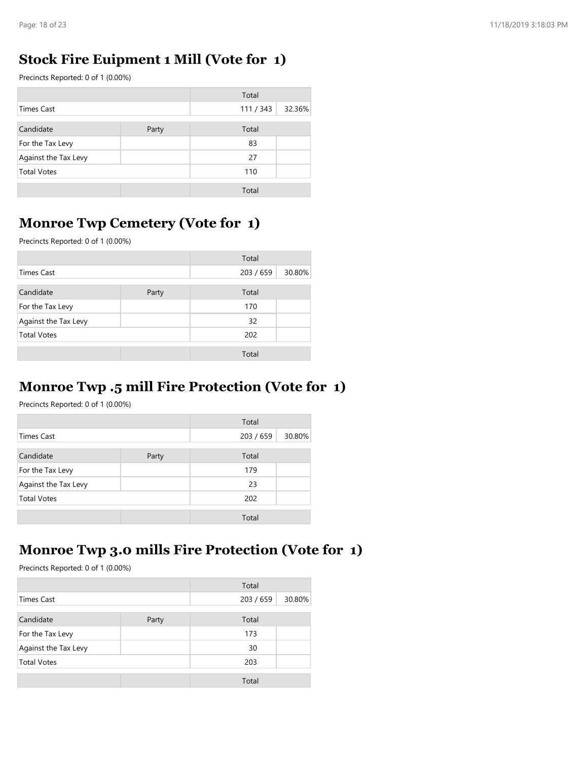## Stock Fire Euipment 1 Mill (Vote for 1)

Precincts Reported: 0 of 1 (0.00%)

| | | Total | |
|---|---|---|---|
| Times Cast | | 111 / 343 | 32.36% |

| Candidate | Party | Total | |
|---|---|---|---|
| For the Tax Levy | | 83 | |
| Against the Tax Levy | | 27 | |
| Total Votes | | 110 | |
| | | Total | |

## Monroe Twp Cemetery (Vote for 1)

Precincts Reported: 0 of 1 (0.00%)

| | | Total | |
|---|---|---|---|
| Times Cast | | 203 / 659 | 30.80% |

| Candidate | Party | Total | |
|---|---|---|---|
| For the Tax Levy | | 170 | |
| Against the Tax Levy | | 32 | |
| Total Votes | | 202 | |
| | | Total | |

## Monroe Twp .5 mill Fire Protection (Vote for 1)

Precincts Reported: 0 of 1 (0.00%)

| | | Total | |
|---|---|---|---|
| Times Cast | | 203 / 659 | 30.80% |

| Candidate | Party | Total | |
|---|---|---|---|
| For the Tax Levy | | 179 | |
| Against the Tax Levy | | 23 | |
| Total Votes | | 202 | |
| | | Total | |

## Monroe Twp 3.0 mills Fire Protection (Vote for 1)

Precincts Reported: 0 of 1 (0.00%)

| | | Total | |
|---|---|---|---|
| Times Cast | | 203 / 659 | 30.80% |

| Candidate | Party | Total | |
|---|---|---|---|
| For the Tax Levy | | 173 | |
| Against the Tax Levy | | 30 | |
| Total Votes | | 203 | |
| | | Total | |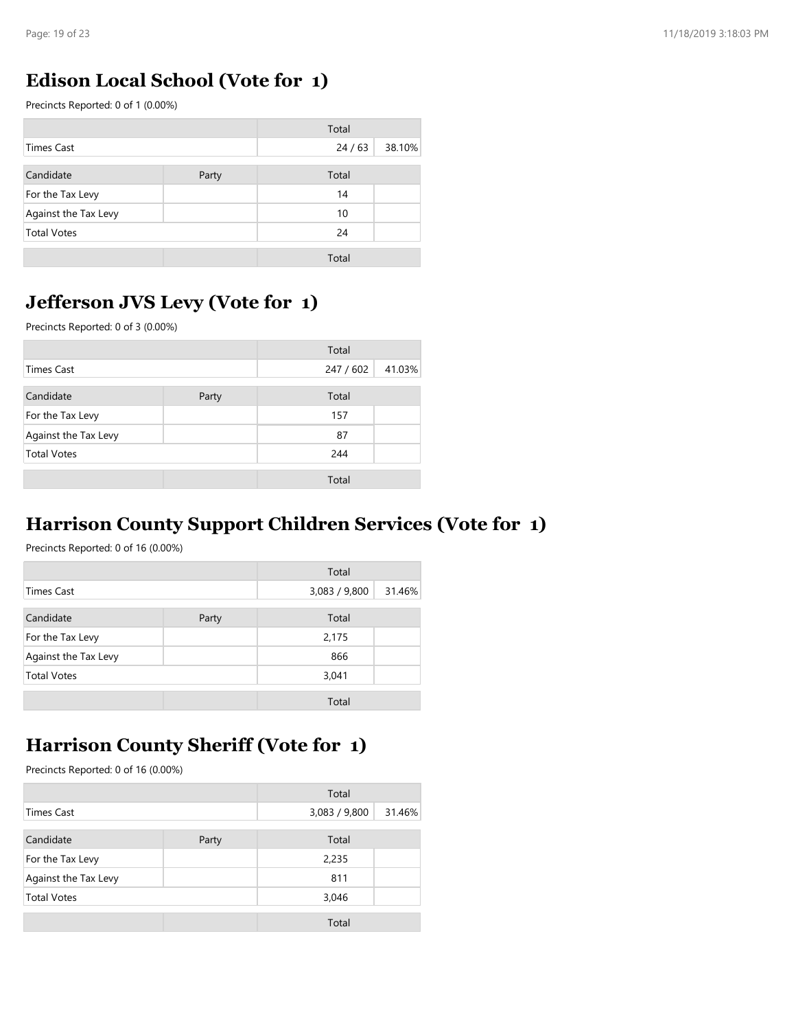## Edison Local School (Vote for 1)

Precincts Reported: 0 of 1 (0.00%)

| | | Total | |
|---|---|---|---|
| Times Cast | | 24 / 63 | 38.10% |

| Candidate | Party | Total | |
|---|---|---|---|
| For the Tax Levy | | 14 | |
| Against the Tax Levy | | 10 | |
| Total Votes | | 24 | |
| | | Total | |

## Jefferson JVS Levy (Vote for 1)

Precincts Reported: 0 of 3 (0.00%)

| | | Total | |
|---|---|---|---|
| Times Cast | | 247 / 602 | 41.03% |

| Candidate | Party | Total | |
|---|---|---|---|
| For the Tax Levy | | 157 | |
| Against the Tax Levy | | 87 | |
| Total Votes | | 244 | |
| | | Total | |

## Harrison County Support Children Services (Vote for 1)

Precincts Reported: 0 of 16 (0.00%)

| | | Total | |
|---|---|---|---|
| Times Cast | | 3,083 / 9,800 | 31.46% |

| Candidate | Party | Total | |
|---|---|---|---|
| For the Tax Levy | | 2,175 | |
| Against the Tax Levy | | 866 | |
| Total Votes | | 3,041 | |
| | | Total | |

## Harrison County Sheriff (Vote for 1)

Precincts Reported: 0 of 16 (0.00%)

| | | Total | |
|---|---|---|---|
| Times Cast | | 3,083 / 9,800 | 31.46% |

| Candidate | Party | Total | |
|---|---|---|---|
| For the Tax Levy | | 2,235 | |
| Against the Tax Levy | | 811 | |
| Total Votes | | 3,046 | |
| | | Total | |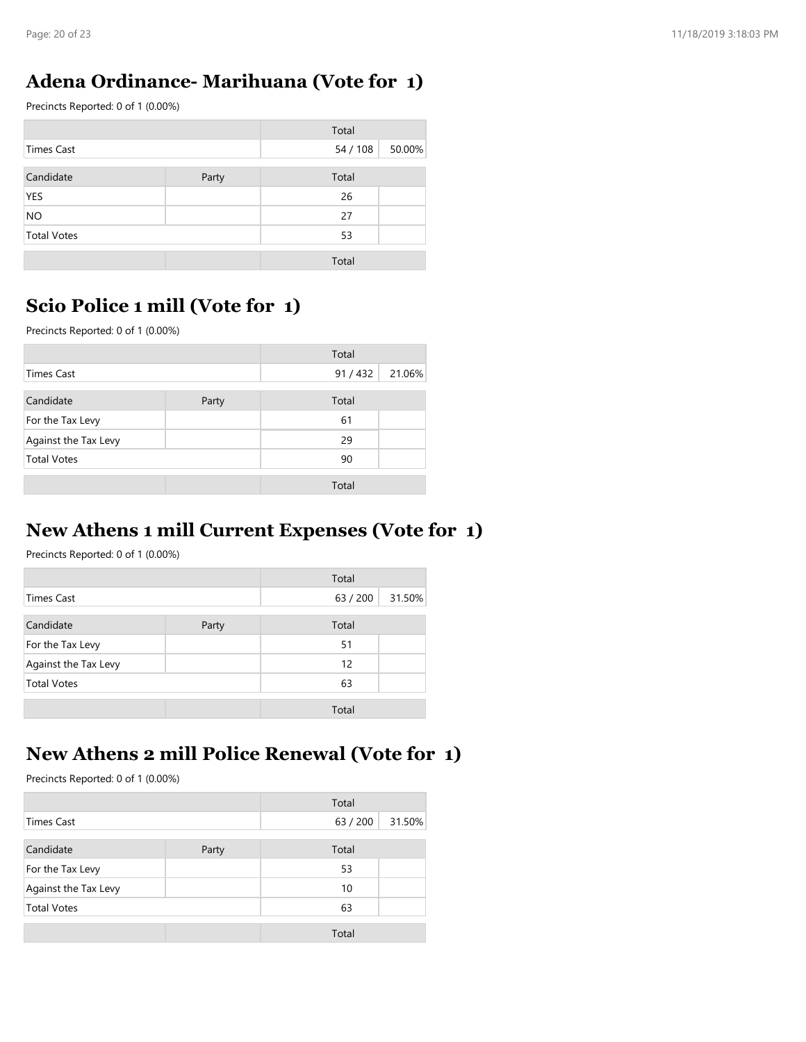## Adena Ordinance- Marihuana (Vote for 1)

Precincts Reported: 0 of 1 (0.00%)

| | | Total | |
|---|---|---|---|
| Times Cast | | 54 / 108 | 50.00% |

| Candidate | Party | Total | |
|---|---|---|---|
| YES | | 26 | |
| NO | | 27 | |
| Total Votes | | 53 | |
| | | Total | |

## Scio Police 1 mill (Vote for 1)

Precincts Reported: 0 of 1 (0.00%)

| | | Total | |
|---|---|---|---|
| Times Cast | | 91 / 432 | 21.06% |

| Candidate | Party | Total | |
|---|---|---|---|
| For the Tax Levy | | 61 | |
| Against the Tax Levy | | 29 | |
| Total Votes | | 90 | |
| | | Total | |

## New Athens 1 mill Current Expenses (Vote for 1)

Precincts Reported: 0 of 1 (0.00%)

| | | Total | |
|---|---|---|---|
| Times Cast | | 63 / 200 | 31.50% |

| Candidate | Party | Total | |
|---|---|---|---|
| For the Tax Levy | | 51 | |
| Against the Tax Levy | | 12 | |
| Total Votes | | 63 | |
| | | Total | |

## New Athens 2 mill Police Renewal (Vote for 1)

Precincts Reported: 0 of 1 (0.00%)

| | | Total | |
|---|---|---|---|
| Times Cast | | 63 / 200 | 31.50% |

| Candidate | Party | Total | |
|---|---|---|---|
| For the Tax Levy | | 53 | |
| Against the Tax Levy | | 10 | |
| Total Votes | | 63 | |
| | | Total | |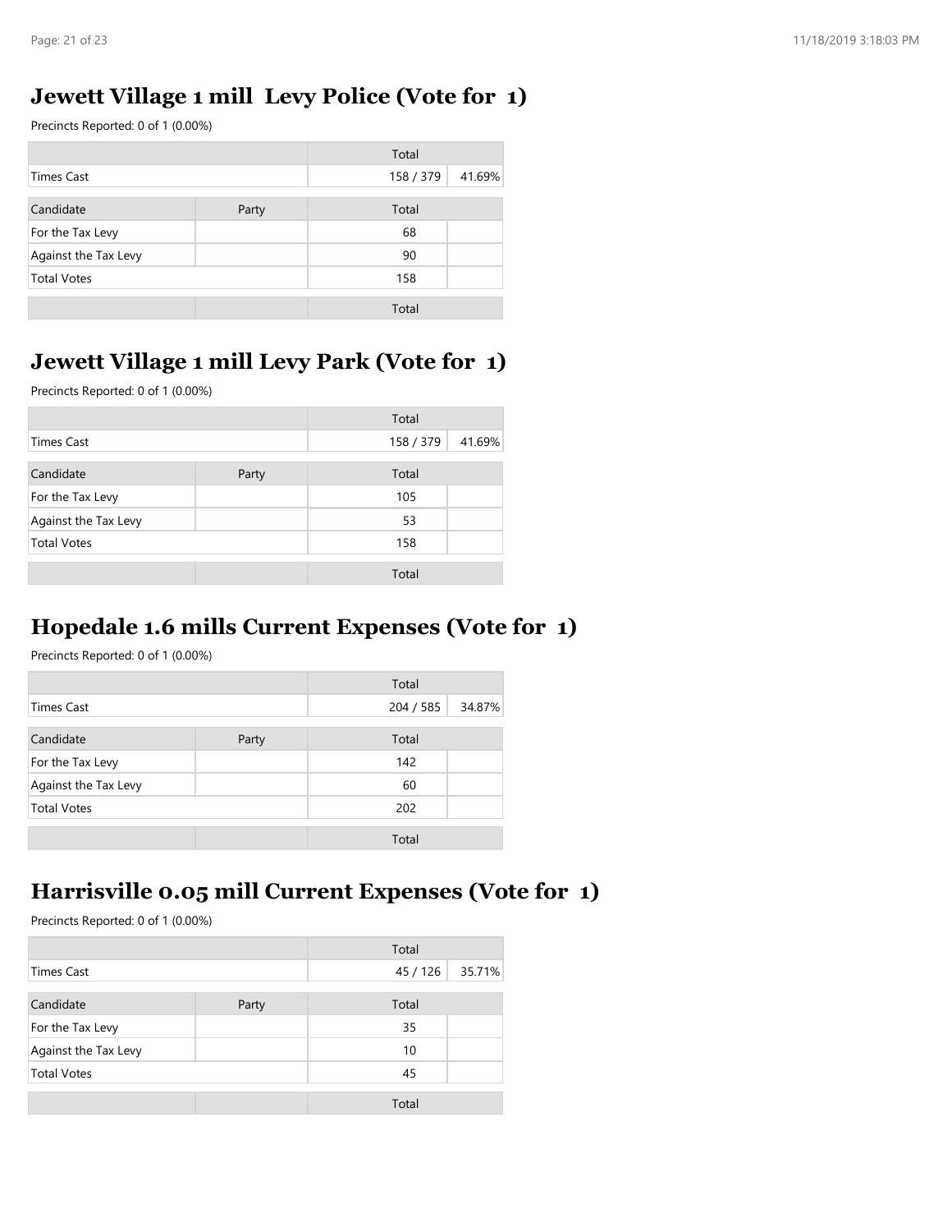## Jewett Village 1 mill Levy Police (Vote for 1)

Precincts Reported: 0 of 1 (0.00%)

| | | Total | |
|---|---|---|---|
| Times Cast | | 158 / 379 | 41.69% |

| Candidate | Party | Total | |
|---|---|---|---|
| For the Tax Levy | | 68 | |
| Against the Tax Levy | | 90 | |
| Total Votes | | 158 | |
| | | Total | |

## Jewett Village 1 mill Levy Park (Vote for 1)

Precincts Reported: 0 of 1 (0.00%)

| | | Total | |
|---|---|---|---|
| Times Cast | | 158 / 379 | 41.69% |

| Candidate | Party | Total | |
|---|---|---|---|
| For the Tax Levy | | 105 | |
| Against the Tax Levy | | 53 | |
| Total Votes | | 158 | |
| | | Total | |

## Hopedale 1.6 mills Current Expenses (Vote for 1)

Precincts Reported: 0 of 1 (0.00%)

| | | Total | |
|---|---|---|---|
| Times Cast | | 204 / 585 | 34.87% |

| Candidate | Party | Total | |
|---|---|---|---|
| For the Tax Levy | | 142 | |
| Against the Tax Levy | | 60 | |
| Total Votes | | 202 | |
| | | Total | |

## Harrisville 0.05 mill Current Expenses (Vote for 1)

Precincts Reported: 0 of 1 (0.00%)

| | | Total | |
|---|---|---|---|
| Times Cast | | 45 / 126 | 35.71% |

| Candidate | Party | Total | |
|---|---|---|---|
| For the Tax Levy | | 35 | |
| Against the Tax Levy | | 10 | |
| Total Votes | | 45 | |
| | | Total | |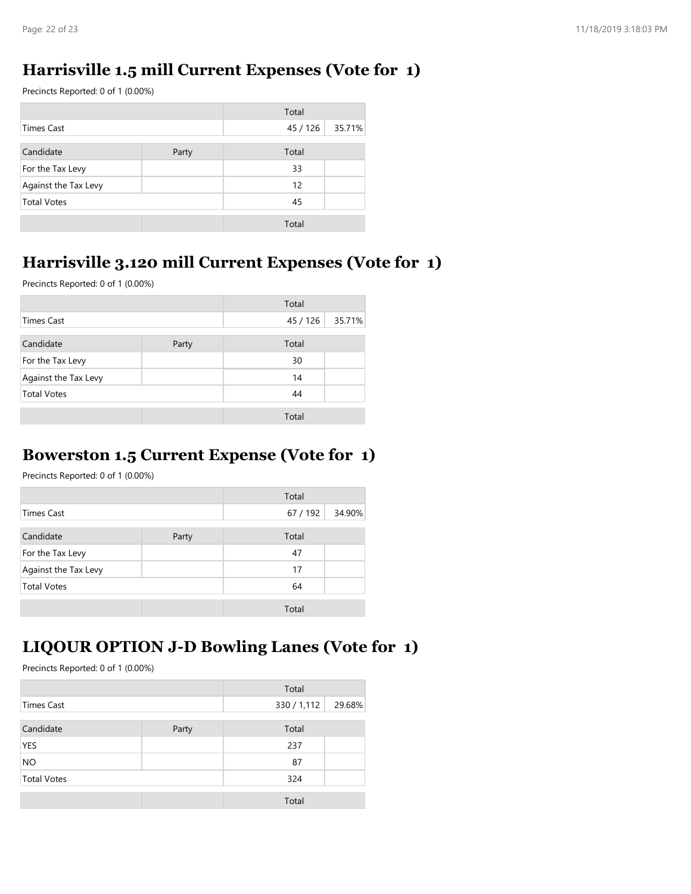## Harrisville 1.5 mill Current Expenses (Vote for 1)

Precincts Reported: 0 of 1 (0.00%)

| | | Total | |
|---|---|---|---|
| Times Cast | | 45 / 126 | 35.71% |

| Candidate | Party | Total | |
|---|---|---|---|
| For the Tax Levy | | 33 | |
| Against the Tax Levy | | 12 | |
| Total Votes | | 45 | |
| | | Total | |

## Harrisville 3.120 mill Current Expenses (Vote for 1)

Precincts Reported: 0 of 1 (0.00%)

| | | Total | |
|---|---|---|---|
| Times Cast | | 45 / 126 | 35.71% |

| Candidate | Party | Total | |
|---|---|---|---|
| For the Tax Levy | | 30 | |
| Against the Tax Levy | | 14 | |
| Total Votes | | 44 | |
| | | Total | |

## Bowerston 1.5 Current Expense (Vote for 1)

Precincts Reported: 0 of 1 (0.00%)

| | | Total | |
|---|---|---|---|
| Times Cast | | 67 / 192 | 34.90% |

| Candidate | Party | Total | |
|---|---|---|---|
| For the Tax Levy | | 47 | |
| Against the Tax Levy | | 17 | |
| Total Votes | | 64 | |
| | | Total | |

## LIQOUR OPTION J-D Bowling Lanes (Vote for 1)

Precincts Reported: 0 of 1 (0.00%)

| | | Total | |
|---|---|---|---|
| Times Cast | | 330 / 1,112 | 29.68% |

| Candidate | Party | Total | |
|---|---|---|---|
| YES | | 237 | |
| NO | | 87 | |
| Total Votes | | 324 | |
| | | Total | |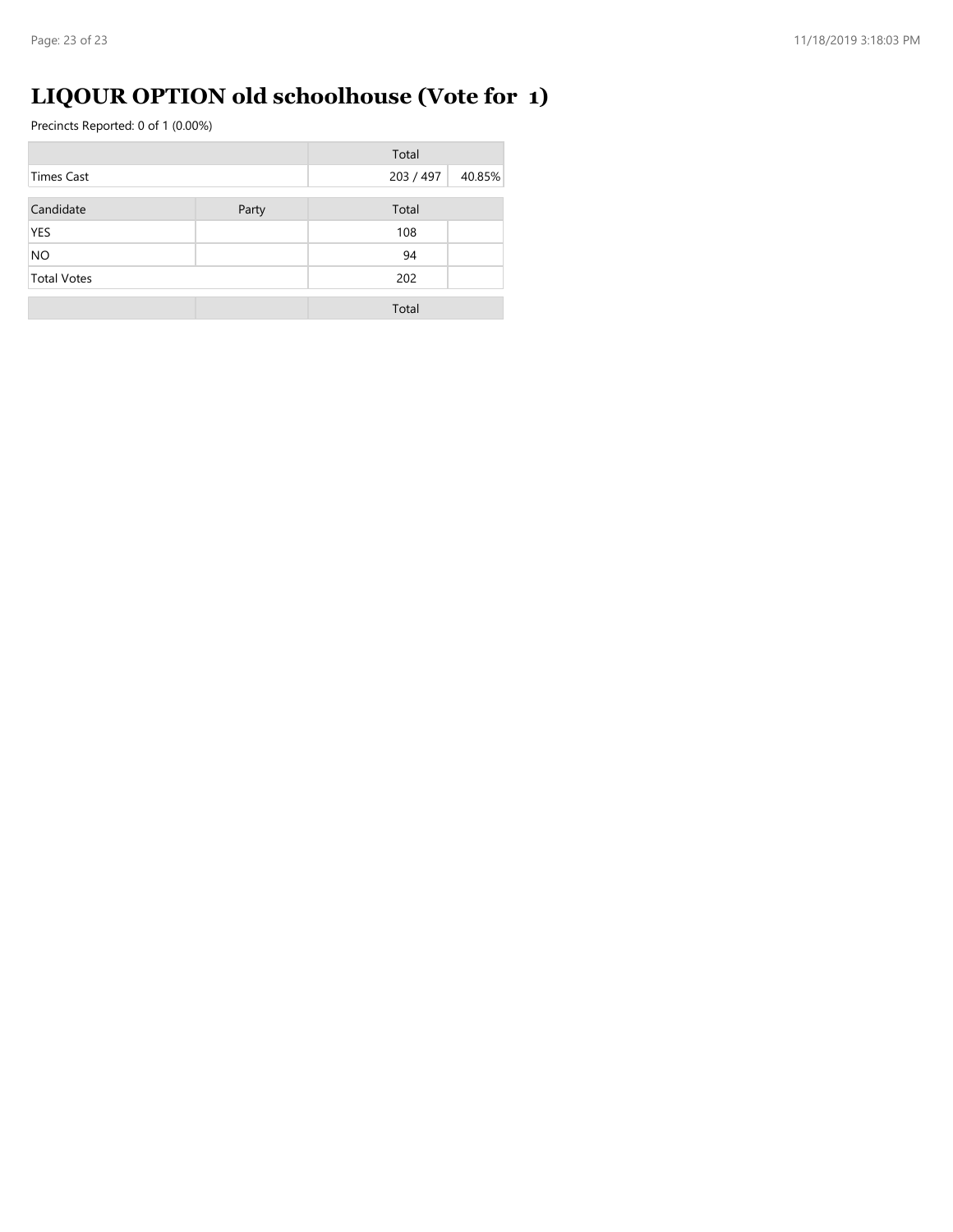# LIQOUR OPTION old schoolhouse (Vote for 1)

Precincts Reported: 0 of 1 (0.00%)

| | | Total | |
|---|---|---|---|
| Times Cast | | 203 / 497 | 40.85% |

| Candidate | Party | Total | |
|---|---|---|---|
| YES | | 108 | |
| NO | | 94 | |
| Total Votes | | 202 | |
| | | Total | |